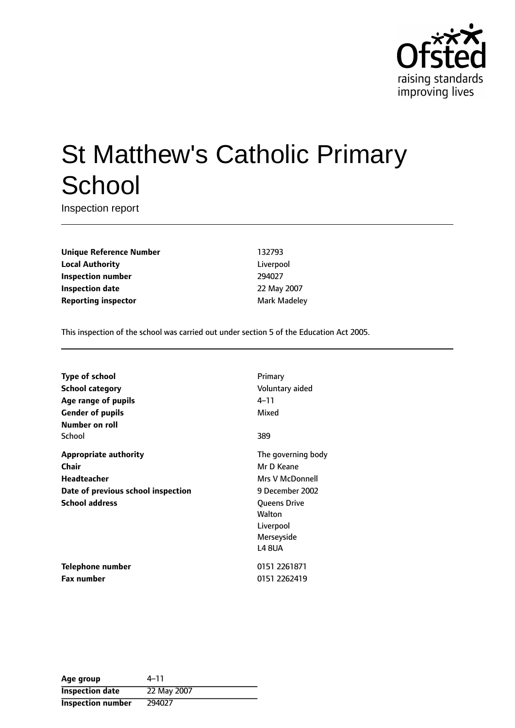# St Matthew's Catholic Primary School

Inspection report

| | |
|---|---|
| **Unique Reference Number** | 132793 |
| **Local Authority** | Liverpool |
| **Inspection number** | 294027 |
| **Inspection date** | 22 May 2007 |
| **Reporting inspector** | Mark Madeley |

This inspection of the school was carried out under section 5 of the Education Act 2005.

| | |
|---|---|
| **Type of school** | Primary |
| **School category** | Voluntary aided |
| **Age range of pupils** | 4–11 |
| **Gender of pupils** | Mixed |
| **Number on roll** | |
| School | 389 |
| **Appropriate authority** | The governing body |
| **Chair** | Mr D Keane |
| **Headteacher** | Mrs V McDonnell |
| **Date of previous school inspection** | 9 December 2002 |
| **School address** | Queens Drive<br>Walton<br>Liverpool<br>Merseyside<br>L4 8UA |
| **Telephone number** | 0151 2261871 |
| **Fax number** | 0151 2262419 |

| | |
|---|---|
| **Age group** | 4–11 |
| **Inspection date** | 22 May 2007 |
| **Inspection number** | 294027 |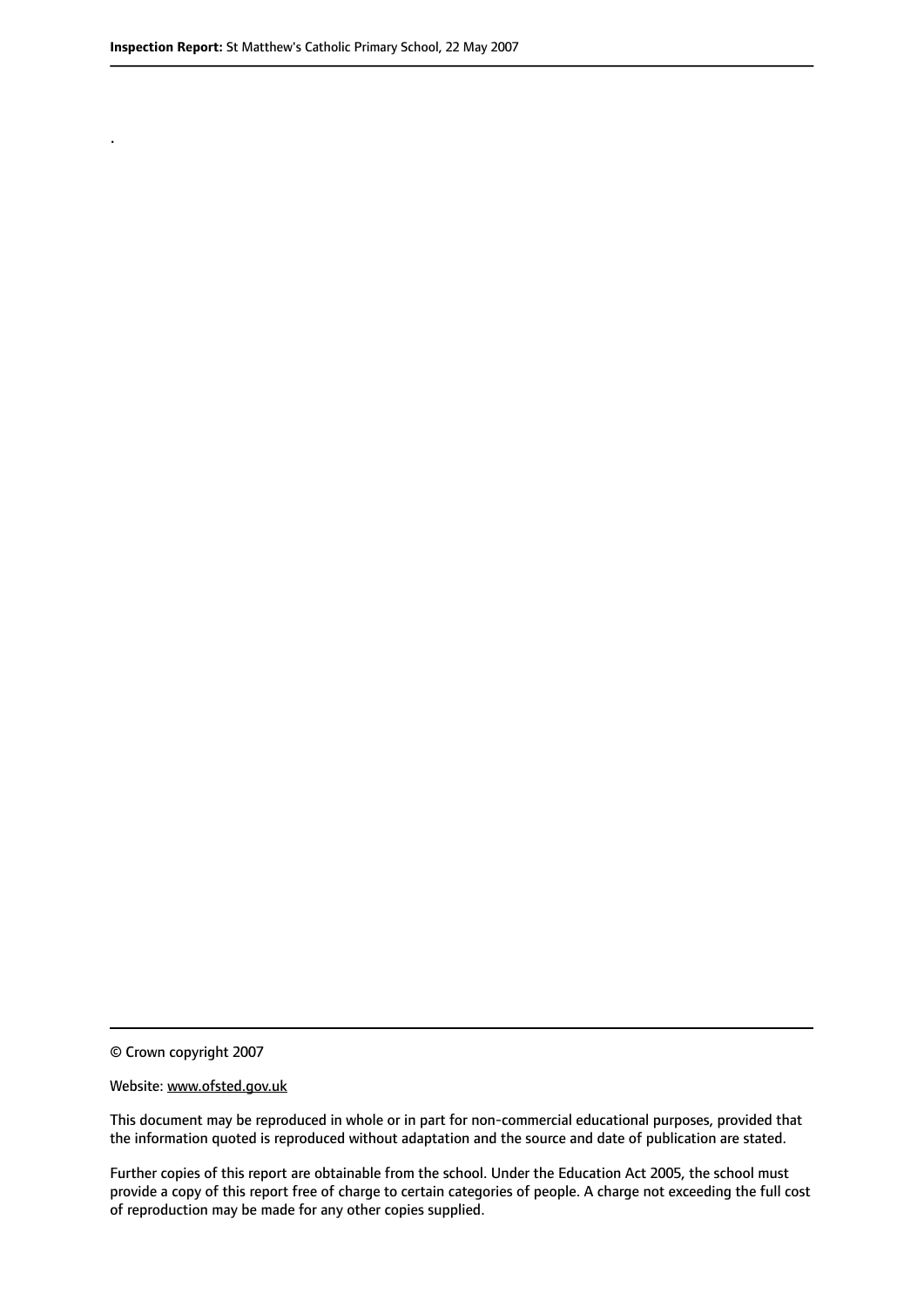.

© Crown copyright 2007

Website: www.ofsted.gov.uk

This document may be reproduced in whole or in part for non-commercial educational purposes, provided that the information quoted is reproduced without adaptation and the source and date of publication are stated.

Further copies of this report are obtainable from the school. Under the Education Act 2005, the school must provide a copy of this report free of charge to certain categories of people. A charge not exceeding the full cost of reproduction may be made for any other copies supplied.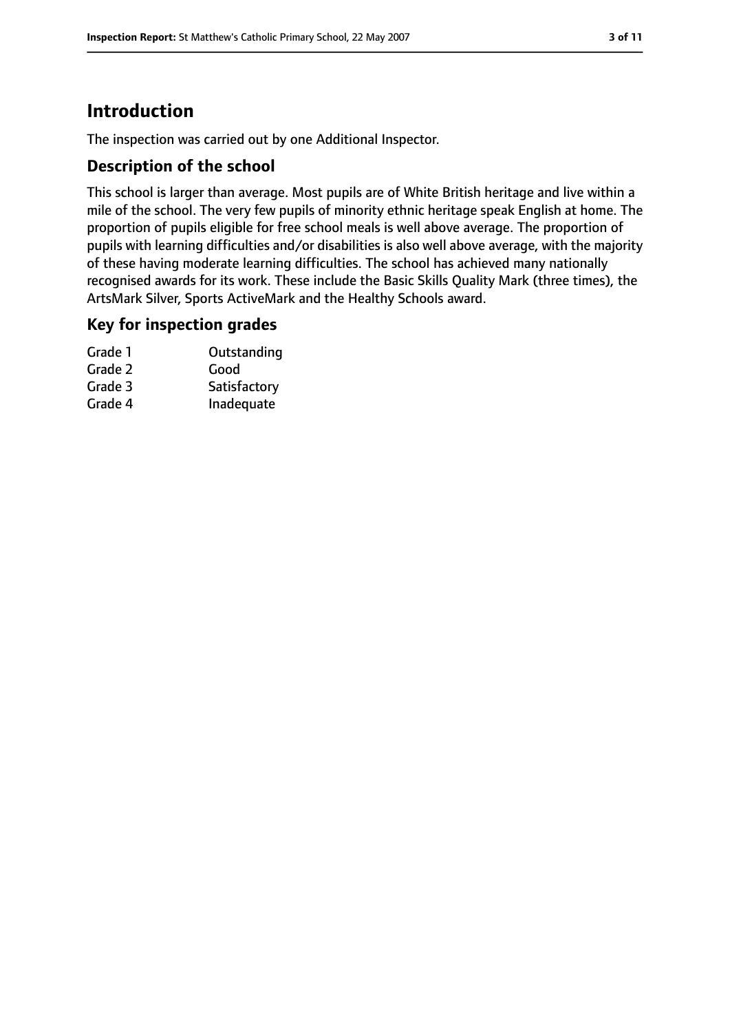# Introduction

The inspection was carried out by one Additional Inspector.

## Description of the school

This school is larger than average. Most pupils are of White British heritage and live within a mile of the school. The very few pupils of minority ethnic heritage speak English at home. The proportion of pupils eligible for free school meals is well above average. The proportion of pupils with learning difficulties and/or disabilities is also well above average, with the majority of these having moderate learning difficulties. The school has achieved many nationally recognised awards for its work. These include the Basic Skills Quality Mark (three times), the ArtsMark Silver, Sports ActiveMark and the Healthy Schools award.

## Key for inspection grades

| | |
|---|---|
| Grade 1 | Outstanding |
| Grade 2 | Good |
| Grade 3 | Satisfactory |
| Grade 4 | Inadequate |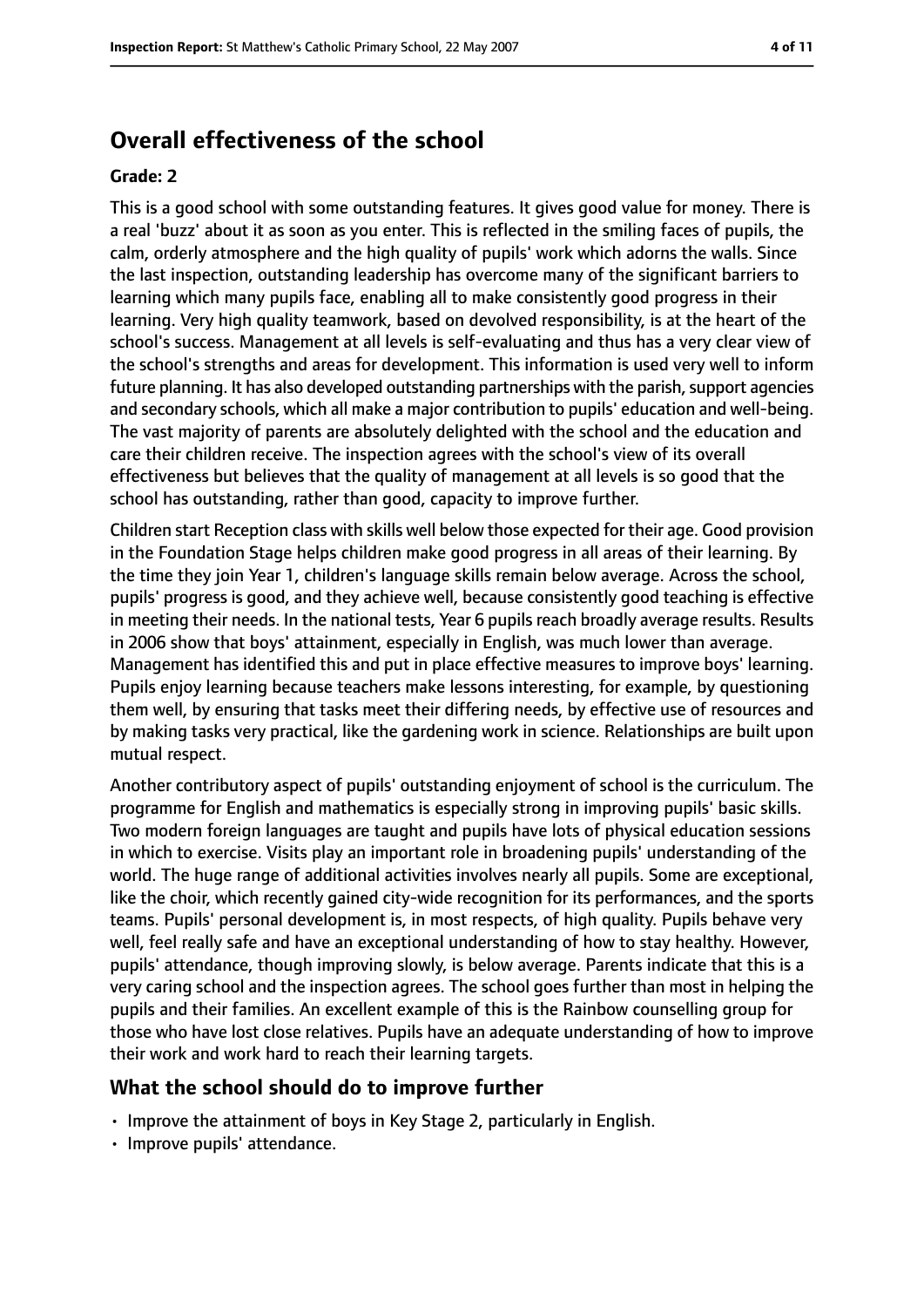## Overall effectiveness of the school

#### Grade: 2

This is a good school with some outstanding features. It gives good value for money. There is a real 'buzz' about it as soon as you enter. This is reflected in the smiling faces of pupils, the calm, orderly atmosphere and the high quality of pupils' work which adorns the walls. Since the last inspection, outstanding leadership has overcome many of the significant barriers to learning which many pupils face, enabling all to make consistently good progress in their learning. Very high quality teamwork, based on devolved responsibility, is at the heart of the school's success. Management at all levels is self-evaluating and thus has a very clear view of the school's strengths and areas for development. This information is used very well to inform future planning. It has also developed outstanding partnerships with the parish, support agencies and secondary schools, which all make a major contribution to pupils' education and well-being. The vast majority of parents are absolutely delighted with the school and the education and care their children receive. The inspection agrees with the school's view of its overall effectiveness but believes that the quality of management at all levels is so good that the school has outstanding, rather than good, capacity to improve further.

Children start Reception class with skills well below those expected for their age. Good provision in the Foundation Stage helps children make good progress in all areas of their learning. By the time they join Year 1, children's language skills remain below average. Across the school, pupils' progress is good, and they achieve well, because consistently good teaching is effective in meeting their needs. In the national tests, Year 6 pupils reach broadly average results. Results in 2006 show that boys' attainment, especially in English, was much lower than average. Management has identified this and put in place effective measures to improve boys' learning. Pupils enjoy learning because teachers make lessons interesting, for example, by questioning them well, by ensuring that tasks meet their differing needs, by effective use of resources and by making tasks very practical, like the gardening work in science. Relationships are built upon mutual respect.

Another contributory aspect of pupils' outstanding enjoyment of school is the curriculum. The programme for English and mathematics is especially strong in improving pupils' basic skills. Two modern foreign languages are taught and pupils have lots of physical education sessions in which to exercise. Visits play an important role in broadening pupils' understanding of the world. The huge range of additional activities involves nearly all pupils. Some are exceptional, like the choir, which recently gained city-wide recognition for its performances, and the sports teams. Pupils' personal development is, in most respects, of high quality. Pupils behave very well, feel really safe and have an exceptional understanding of how to stay healthy. However, pupils' attendance, though improving slowly, is below average. Parents indicate that this is a very caring school and the inspection agrees. The school goes further than most in helping the pupils and their families. An excellent example of this is the Rainbow counselling group for those who have lost close relatives. Pupils have an adequate understanding of how to improve their work and work hard to reach their learning targets.

### What the school should do to improve further

- Improve the attainment of boys in Key Stage 2, particularly in English.
- Improve pupils' attendance.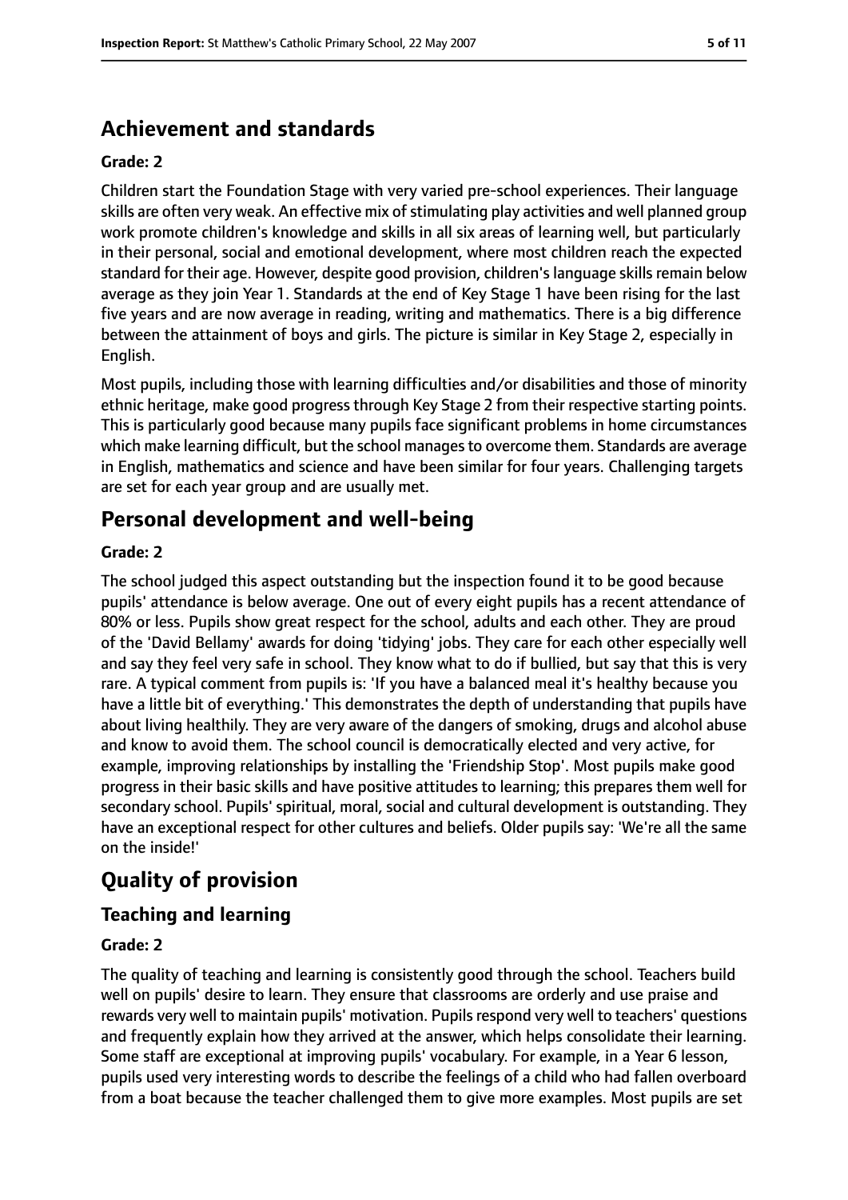## Achievement and standards

### Grade: 2

Children start the Foundation Stage with very varied pre-school experiences. Their language skills are often very weak. An effective mix of stimulating play activities and well planned group work promote children's knowledge and skills in all six areas of learning well, but particularly in their personal, social and emotional development, where most children reach the expected standard for their age. However, despite good provision, children's language skills remain below average as they join Year 1. Standards at the end of Key Stage 1 have been rising for the last five years and are now average in reading, writing and mathematics. There is a big difference between the attainment of boys and girls. The picture is similar in Key Stage 2, especially in English.

Most pupils, including those with learning difficulties and/or disabilities and those of minority ethnic heritage, make good progress through Key Stage 2 from their respective starting points. This is particularly good because many pupils face significant problems in home circumstances which make learning difficult, but the school manages to overcome them. Standards are average in English, mathematics and science and have been similar for four years. Challenging targets are set for each year group and are usually met.

## Personal development and well-being

### Grade: 2

The school judged this aspect outstanding but the inspection found it to be good because pupils' attendance is below average. One out of every eight pupils has a recent attendance of 80% or less. Pupils show great respect for the school, adults and each other. They are proud of the 'David Bellamy' awards for doing 'tidying' jobs. They care for each other especially well and say they feel very safe in school. They know what to do if bullied, but say that this is very rare. A typical comment from pupils is: 'If you have a balanced meal it's healthy because you have a little bit of everything.' This demonstrates the depth of understanding that pupils have about living healthily. They are very aware of the dangers of smoking, drugs and alcohol abuse and know to avoid them. The school council is democratically elected and very active, for example, improving relationships by installing the 'Friendship Stop'. Most pupils make good progress in their basic skills and have positive attitudes to learning; this prepares them well for secondary school. Pupils' spiritual, moral, social and cultural development is outstanding. They have an exceptional respect for other cultures and beliefs. Older pupils say: 'We're all the same on the inside!'

# Quality of provision

## Teaching and learning

### Grade: 2

The quality of teaching and learning is consistently good through the school. Teachers build well on pupils' desire to learn. They ensure that classrooms are orderly and use praise and rewards very well to maintain pupils' motivation. Pupils respond very well to teachers' questions and frequently explain how they arrived at the answer, which helps consolidate their learning. Some staff are exceptional at improving pupils' vocabulary. For example, in a Year 6 lesson, pupils used very interesting words to describe the feelings of a child who had fallen overboard from a boat because the teacher challenged them to give more examples. Most pupils are set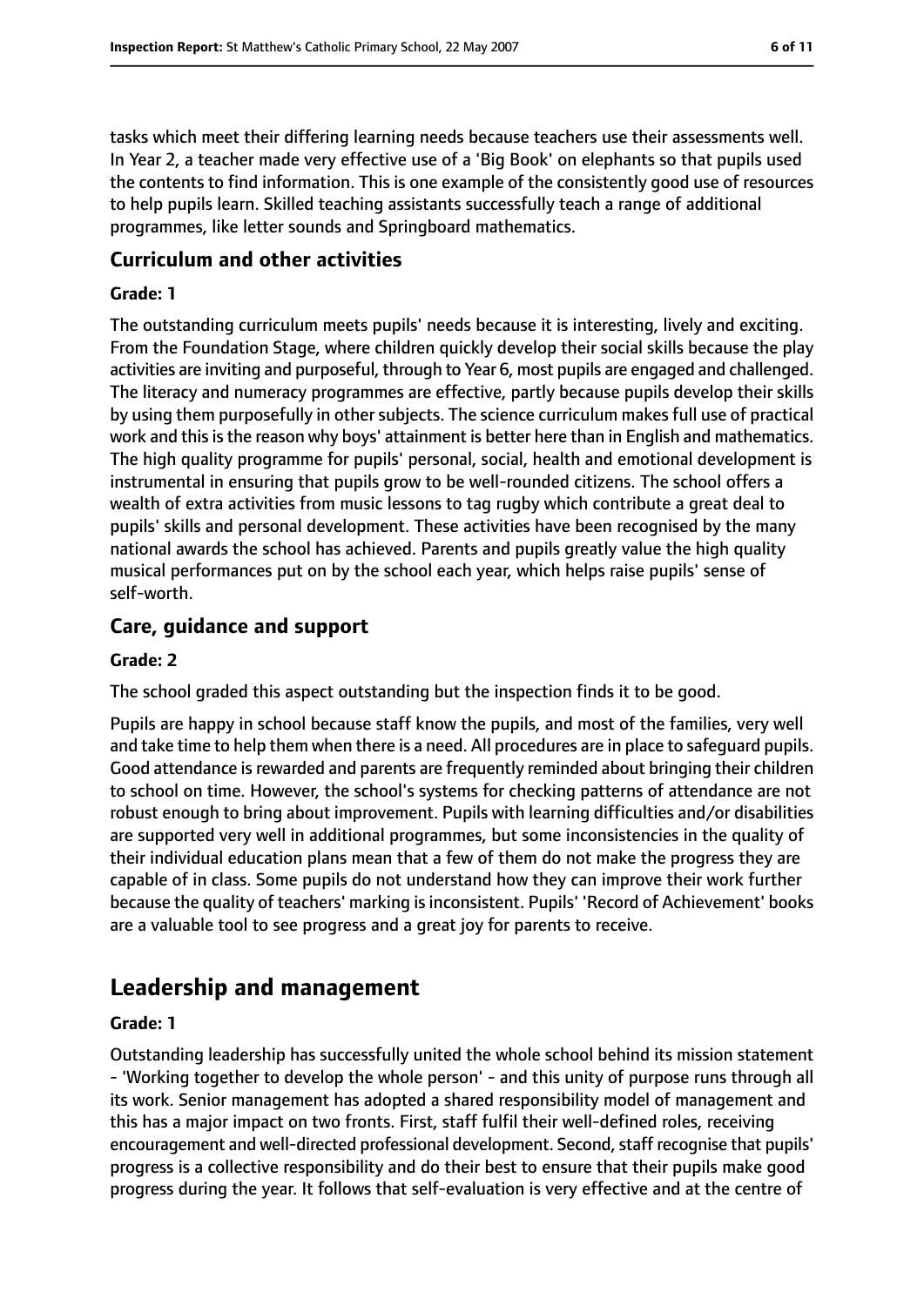tasks which meet their differing learning needs because teachers use their assessments well. In Year 2, a teacher made very effective use of a 'Big Book' on elephants so that pupils used the contents to find information. This is one example of the consistently good use of resources to help pupils learn. Skilled teaching assistants successfully teach a range of additional programmes, like letter sounds and Springboard mathematics.

### Curriculum and other activities

#### Grade: 1

The outstanding curriculum meets pupils' needs because it is interesting, lively and exciting. From the Foundation Stage, where children quickly develop their social skills because the play activities are inviting and purposeful, through to Year 6, most pupils are engaged and challenged. The literacy and numeracy programmes are effective, partly because pupils develop their skills by using them purposefully in other subjects. The science curriculum makes full use of practical work and this is the reason why boys' attainment is better here than in English and mathematics. The high quality programme for pupils' personal, social, health and emotional development is instrumental in ensuring that pupils grow to be well-rounded citizens. The school offers a wealth of extra activities from music lessons to tag rugby which contribute a great deal to pupils' skills and personal development. These activities have been recognised by the many national awards the school has achieved. Parents and pupils greatly value the high quality musical performances put on by the school each year, which helps raise pupils' sense of self-worth.

### Care, guidance and support

#### Grade: 2

The school graded this aspect outstanding but the inspection finds it to be good.

Pupils are happy in school because staff know the pupils, and most of the families, very well and take time to help them when there is a need. All procedures are in place to safeguard pupils. Good attendance is rewarded and parents are frequently reminded about bringing their children to school on time. However, the school's systems for checking patterns of attendance are not robust enough to bring about improvement. Pupils with learning difficulties and/or disabilities are supported very well in additional programmes, but some inconsistencies in the quality of their individual education plans mean that a few of them do not make the progress they are capable of in class. Some pupils do not understand how they can improve their work further because the quality of teachers' marking is inconsistent. Pupils' 'Record of Achievement' books are a valuable tool to see progress and a great joy for parents to receive.

## Leadership and management

#### Grade: 1

Outstanding leadership has successfully united the whole school behind its mission statement - 'Working together to develop the whole person' - and this unity of purpose runs through all its work. Senior management has adopted a shared responsibility model of management and this has a major impact on two fronts. First, staff fulfil their well-defined roles, receiving encouragement and well-directed professional development. Second, staff recognise that pupils' progress is a collective responsibility and do their best to ensure that their pupils make good progress during the year. It follows that self-evaluation is very effective and at the centre of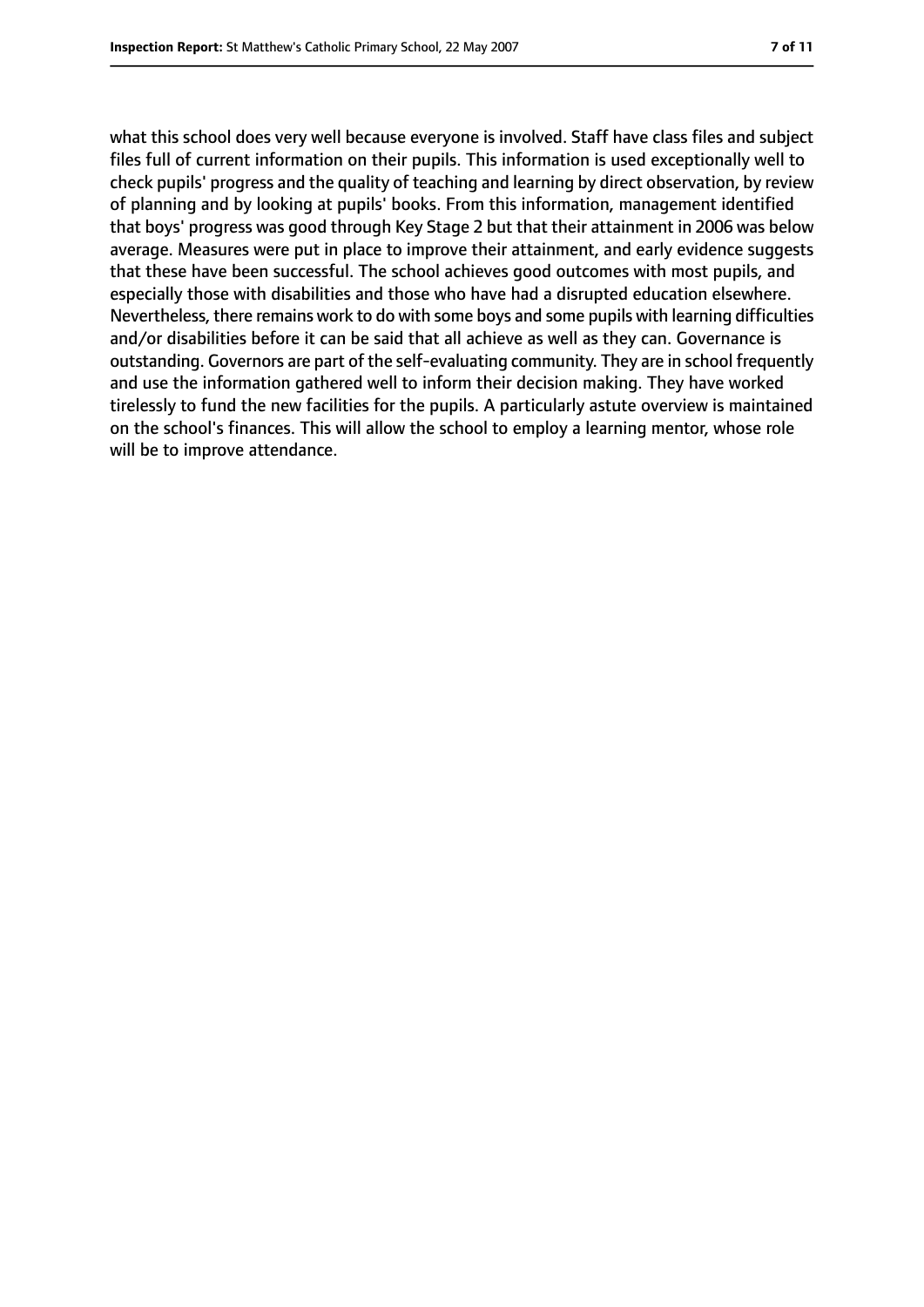what this school does very well because everyone is involved. Staff have class files and subject files full of current information on their pupils. This information is used exceptionally well to check pupils' progress and the quality of teaching and learning by direct observation, by review of planning and by looking at pupils' books. From this information, management identified that boys' progress was good through Key Stage 2 but that their attainment in 2006 was below average. Measures were put in place to improve their attainment, and early evidence suggests that these have been successful. The school achieves good outcomes with most pupils, and especially those with disabilities and those who have had a disrupted education elsewhere. Nevertheless, there remains work to do with some boys and some pupils with learning difficulties and/or disabilities before it can be said that all achieve as well as they can. Governance is outstanding. Governors are part of the self-evaluating community. They are in school frequently and use the information gathered well to inform their decision making. They have worked tirelessly to fund the new facilities for the pupils. A particularly astute overview is maintained on the school's finances. This will allow the school to employ a learning mentor, whose role will be to improve attendance.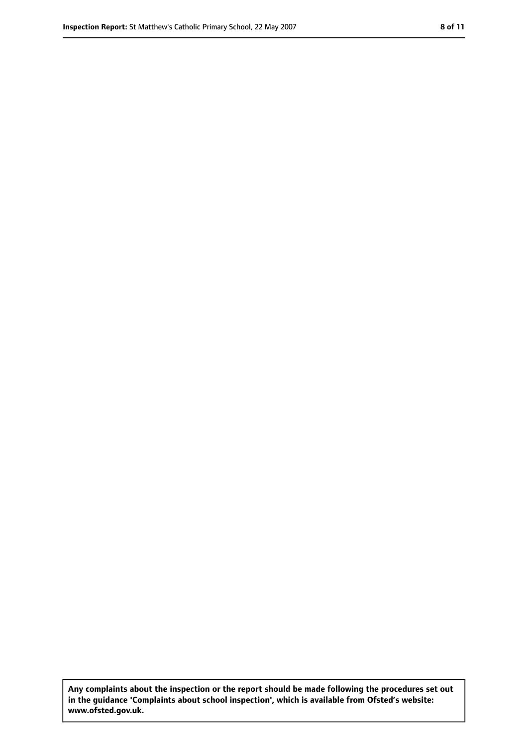**Any complaints about the inspection or the report should be made following the procedures set out in the guidance 'Complaints about school inspection', which is available from Ofsted's website: www.ofsted.gov.uk.**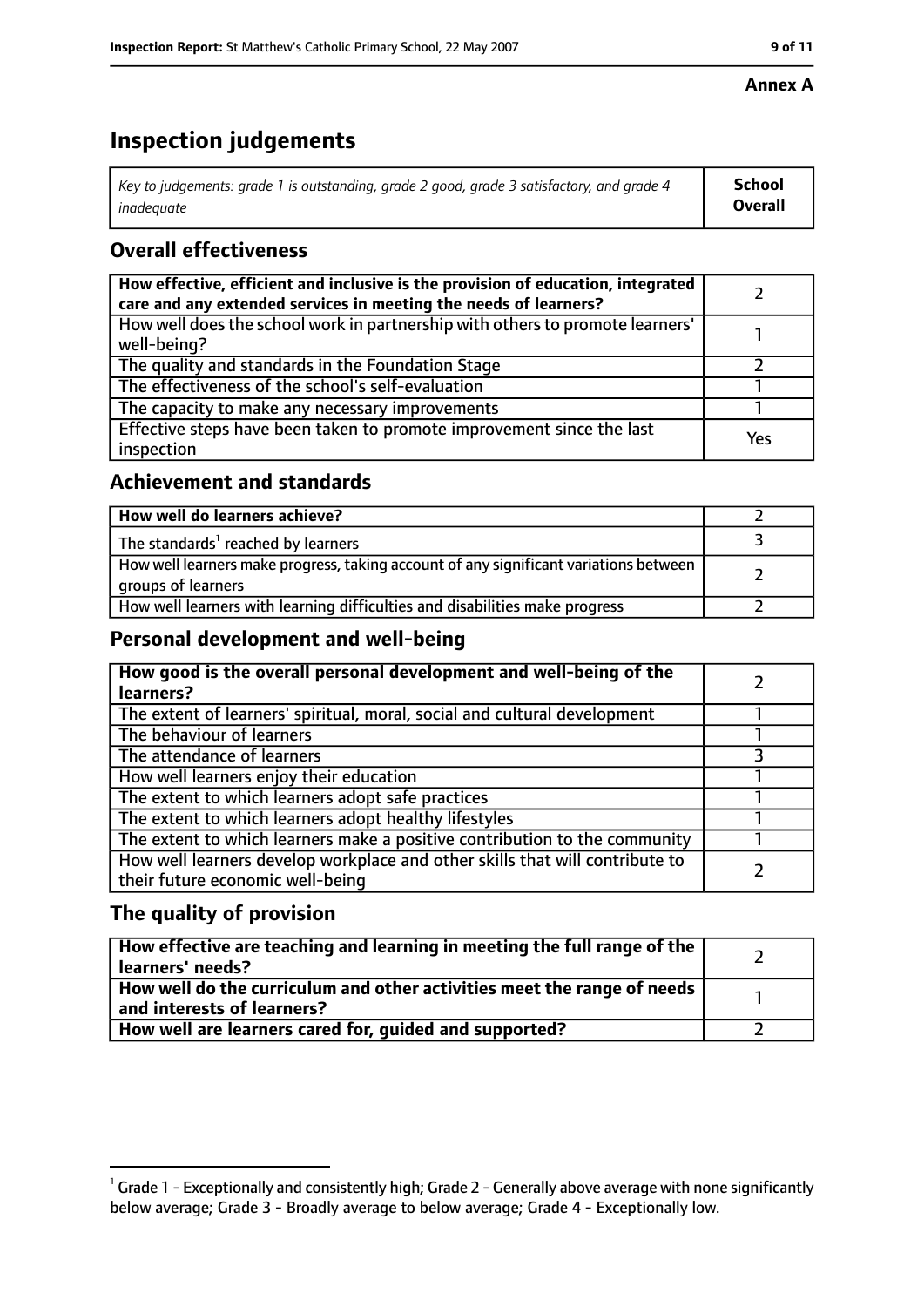**Annex A**

# Inspection judgements

| *Key to judgements: grade 1 is outstanding, grade 2 good, grade 3 satisfactory, and grade 4 inadequate* | **School Overall** |
|---|---|

## Overall effectiveness

| | |
|---|---|
| **How effective, efficient and inclusive is the provision of education, integrated care and any extended services in meeting the needs of learners?** | 2 |
| How well does the school work in partnership with others to promote learners' well-being? | 1 |
| The quality and standards in the Foundation Stage | 2 |
| The effectiveness of the school's self-evaluation | 1 |
| The capacity to make any necessary improvements | 1 |
| Effective steps have been taken to promote improvement since the last inspection | Yes |

## Achievement and standards

| | |
|---|---|
| **How well do learners achieve?** | 2 |
| The standards[1] reached by learners | 3 |
| How well learners make progress, taking account of any significant variations between groups of learners | 2 |
| How well learners with learning difficulties and disabilities make progress | 2 |

## Personal development and well-being

| | |
|---|---|
| **How good is the overall personal development and well-being of the learners?** | 2 |
| The extent of learners' spiritual, moral, social and cultural development | 1 |
| The behaviour of learners | 1 |
| The attendance of learners | 3 |
| How well learners enjoy their education | 1 |
| The extent to which learners adopt safe practices | 1 |
| The extent to which learners adopt healthy lifestyles | 1 |
| The extent to which learners make a positive contribution to the community | 1 |
| How well learners develop workplace and other skills that will contribute to their future economic well-being | 2 |

## The quality of provision

| | |
|---|---|
| **How effective are teaching and learning in meeting the full range of the learners' needs?** | 2 |
| **How well do the curriculum and other activities meet the range of needs and interests of learners?** | 1 |
| **How well are learners cared for, guided and supported?** | 2 |

[1] Grade 1 - Exceptionally and consistently high; Grade 2 - Generally above average with none significantly below average; Grade 3 - Broadly average to below average; Grade 4 - Exceptionally low.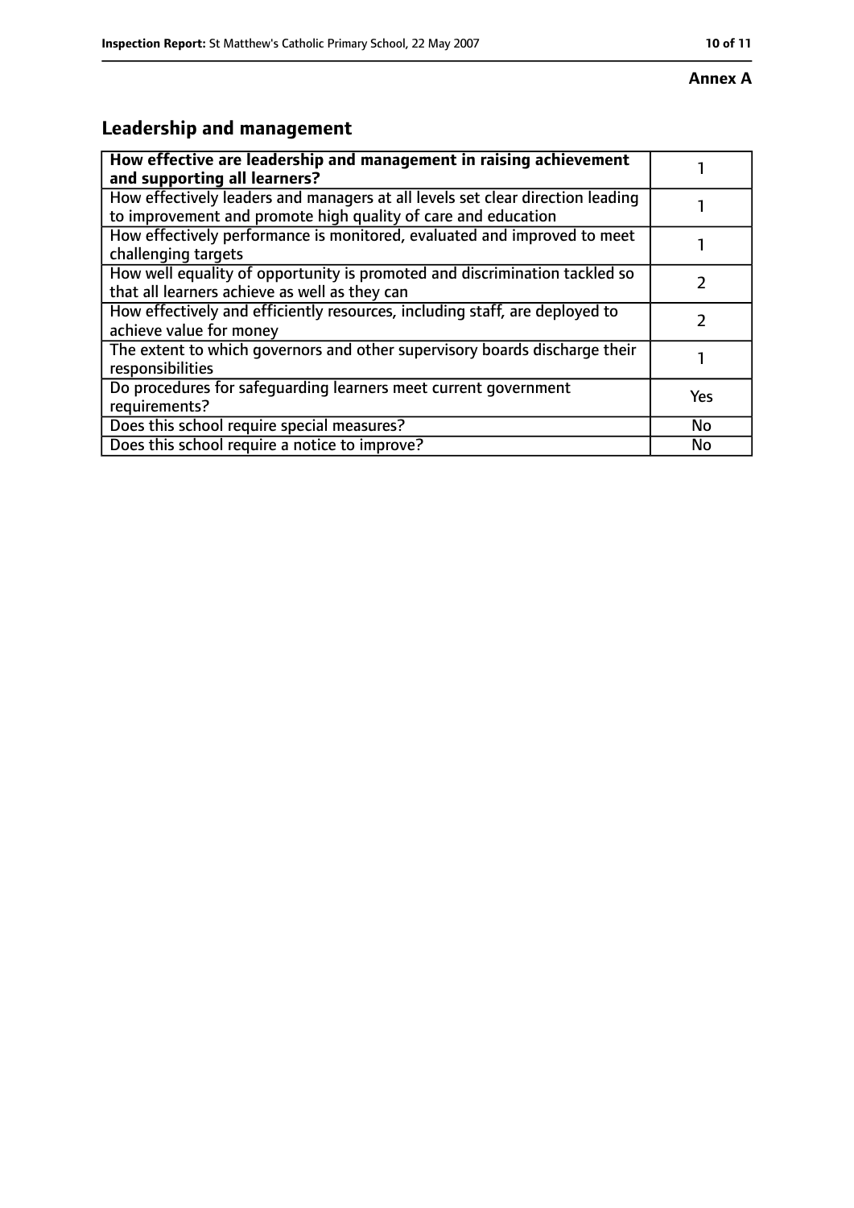**Annex A**

## Leadership and management

| **How effective are leadership and management in raising achievement and supporting all learners?** | 1 |
|---|---|
| How effectively leaders and managers at all levels set clear direction leading to improvement and promote high quality of care and education | 1 |
| How effectively performance is monitored, evaluated and improved to meet challenging targets | 1 |
| How well equality of opportunity is promoted and discrimination tackled so that all learners achieve as well as they can | 2 |
| How effectively and efficiently resources, including staff, are deployed to achieve value for money | 2 |
| The extent to which governors and other supervisory boards discharge their responsibilities | 1 |
| Do procedures for safeguarding learners meet current government requirements? | Yes |
| Does this school require special measures? | No |
| Does this school require a notice to improve? | No |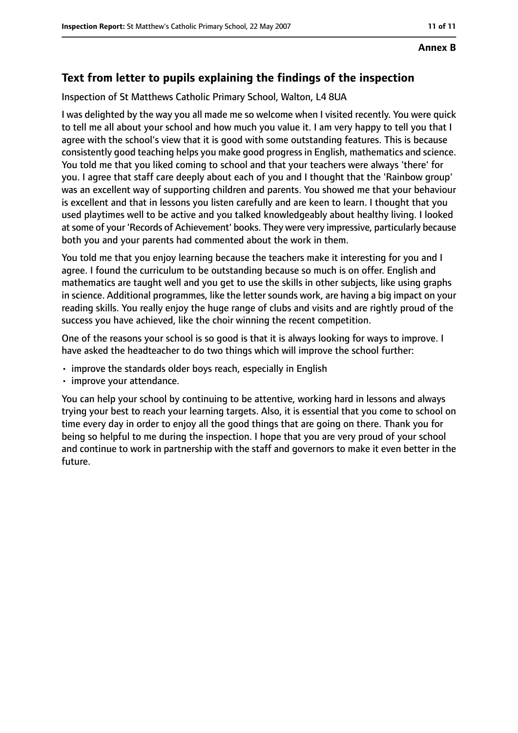**Annex B**

## Text from letter to pupils explaining the findings of the inspection

Inspection of St Matthews Catholic Primary School, Walton, L4 8UA

I was delighted by the way you all made me so welcome when I visited recently. You were quick to tell me all about your school and how much you value it. I am very happy to tell you that I agree with the school's view that it is good with some outstanding features. This is because consistently good teaching helps you make good progress in English, mathematics and science. You told me that you liked coming to school and that your teachers were always 'there' for you. I agree that staff care deeply about each of you and I thought that the 'Rainbow group' was an excellent way of supporting children and parents. You showed me that your behaviour is excellent and that in lessons you listen carefully and are keen to learn. I thought that you used playtimes well to be active and you talked knowledgeably about healthy living. I looked at some of your 'Records of Achievement' books. They were very impressive, particularly because both you and your parents had commented about the work in them.

You told me that you enjoy learning because the teachers make it interesting for you and I agree. I found the curriculum to be outstanding because so much is on offer. English and mathematics are taught well and you get to use the skills in other subjects, like using graphs in science. Additional programmes, like the letter sounds work, are having a big impact on your reading skills. You really enjoy the huge range of clubs and visits and are rightly proud of the success you have achieved, like the choir winning the recent competition.

One of the reasons your school is so good is that it is always looking for ways to improve. I have asked the headteacher to do two things which will improve the school further:

- improve the standards older boys reach, especially in English
- improve your attendance.

You can help your school by continuing to be attentive, working hard in lessons and always trying your best to reach your learning targets. Also, it is essential that you come to school on time every day in order to enjoy all the good things that are going on there. Thank you for being so helpful to me during the inspection. I hope that you are very proud of your school and continue to work in partnership with the staff and governors to make it even better in the future.